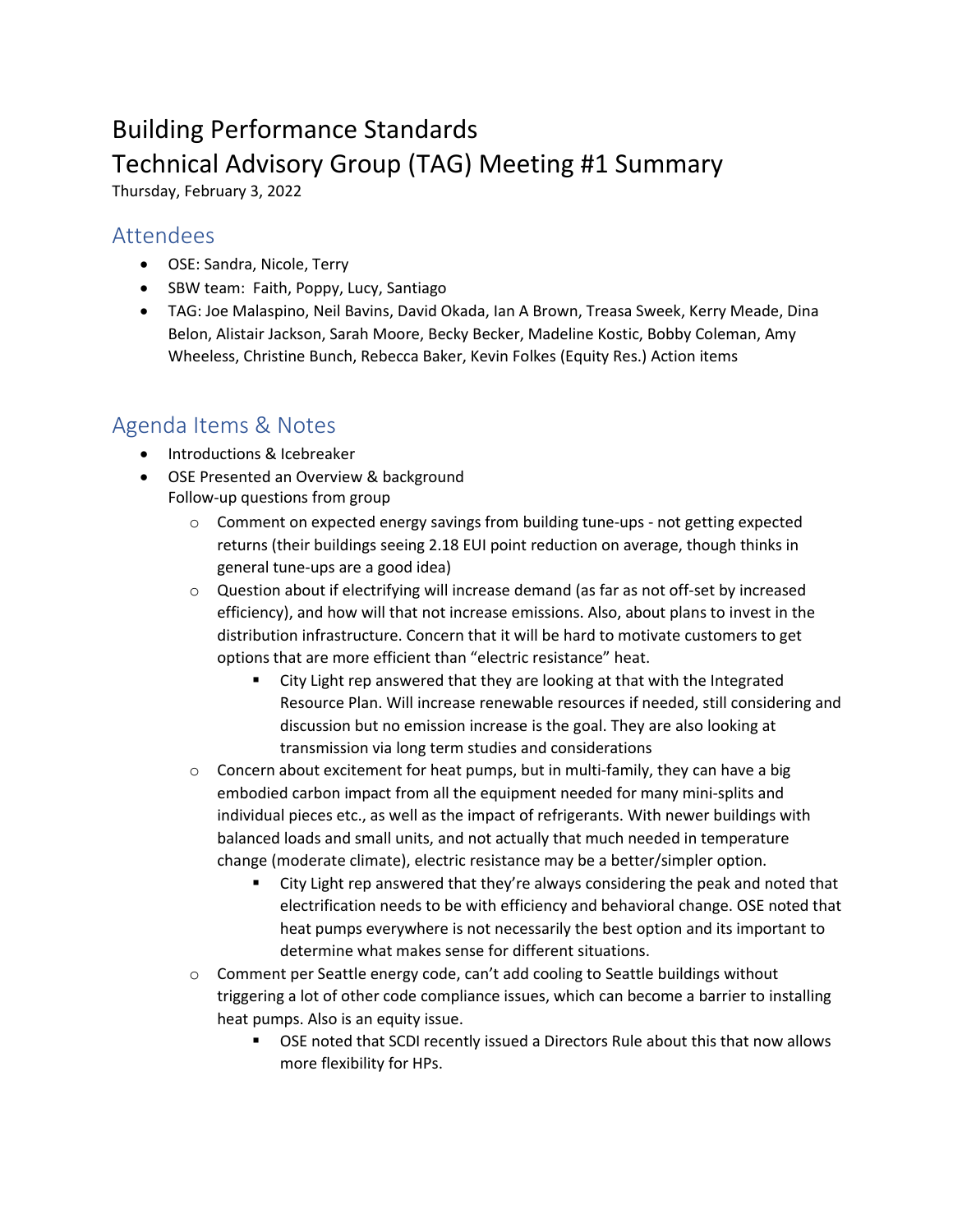# Building Performance Standards

# Technical Advisory Group (TAG) Meeting #1 Summary

Thursday, February 3, 2022

## Attendees

- OSE: Sandra, Nicole, Terry
- SBW team: Faith, Poppy, Lucy, Santiago
- TAG: Joe Malaspino, Neil Bavins, David Okada, Ian A Brown, Treasa Sweek, Kerry Meade, Dina Belon, Alistair Jackson, Sarah Moore, Becky Becker, Madeline Kostic, Bobby Coleman, Amy Wheeless, Christine Bunch, Rebecca Baker, Kevin Folkes (Equity Res.) Action items

## Agenda Items & Notes

- Introductions & Icebreaker
- OSE Presented an Overview & background
  Follow-up questions from group
  - Comment on expected energy savings from building tune-ups - not getting expected returns (their buildings seeing 2.18 EUI point reduction on average, though thinks in general tune-ups are a good idea)
  - Question about if electrifying will increase demand (as far as not off-set by increased efficiency), and how will that not increase emissions. Also, about plans to invest in the distribution infrastructure. Concern that it will be hard to motivate customers to get options that are more efficient than "electric resistance" heat.
    - City Light rep answered that they are looking at that with the Integrated Resource Plan. Will increase renewable resources if needed, still considering and discussion but no emission increase is the goal. They are also looking at transmission via long term studies and considerations
  - Concern about excitement for heat pumps, but in multi-family, they can have a big embodied carbon impact from all the equipment needed for many mini-splits and individual pieces etc., as well as the impact of refrigerants. With newer buildings with balanced loads and small units, and not actually that much needed in temperature change (moderate climate), electric resistance may be a better/simpler option.
    - City Light rep answered that they're always considering the peak and noted that electrification needs to be with efficiency and behavioral change. OSE noted that heat pumps everywhere is not necessarily the best option and its important to determine what makes sense for different situations.
  - Comment per Seattle energy code, can't add cooling to Seattle buildings without triggering a lot of other code compliance issues, which can become a barrier to installing heat pumps. Also is an equity issue.
    - OSE noted that SCDI recently issued a Directors Rule about this that now allows more flexibility for HPs.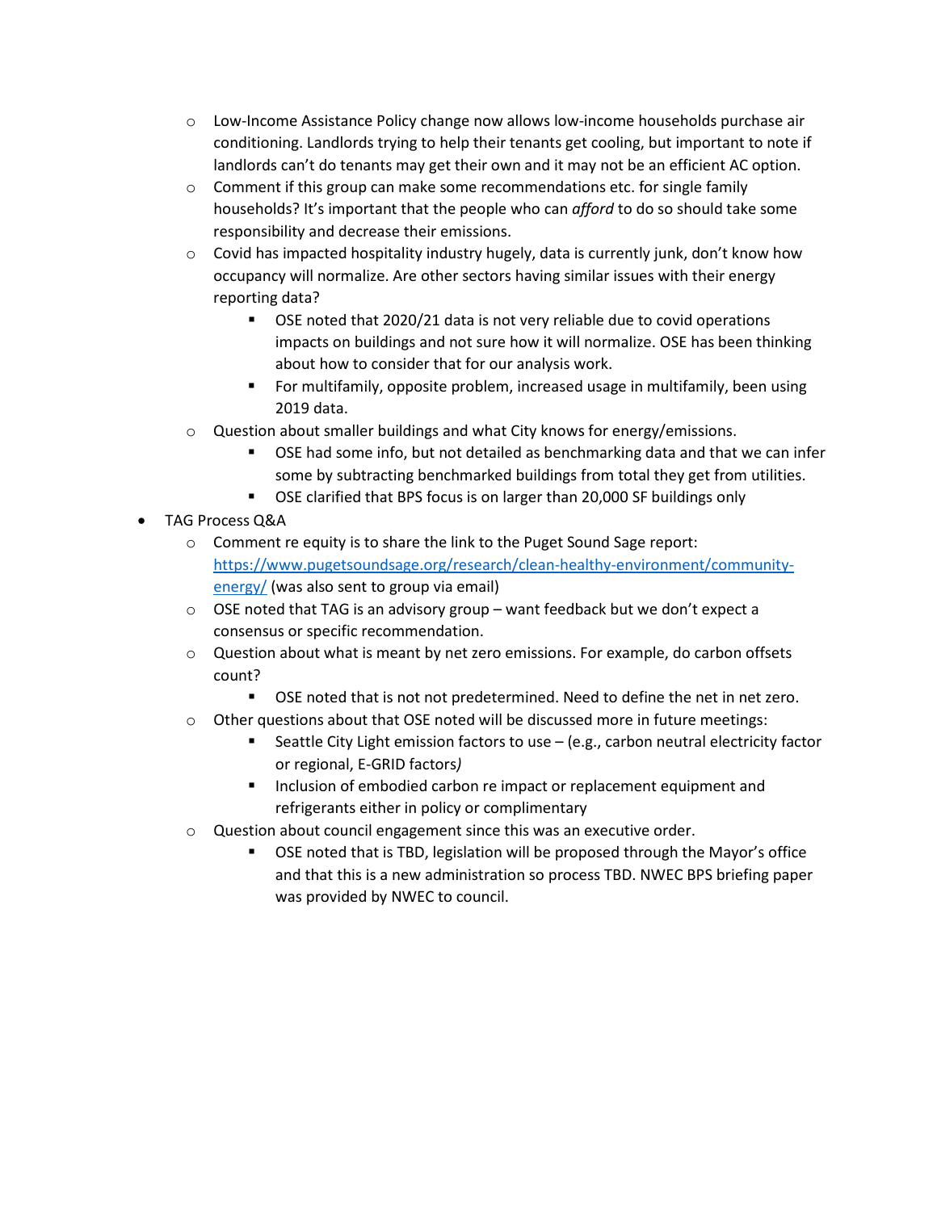- Low-Income Assistance Policy change now allows low-income households purchase air conditioning. Landlords trying to help their tenants get cooling, but important to note if landlords can't do tenants may get their own and it may not be an efficient AC option.
    - Comment if this group can make some recommendations etc. for single family households? It's important that the people who can *afford* to do so should take some responsibility and decrease their emissions.
    - Covid has impacted hospitality industry hugely, data is currently junk, don't know how occupancy will normalize. Are other sectors having similar issues with their energy reporting data?
        - OSE noted that 2020/21 data is not very reliable due to covid operations impacts on buildings and not sure how it will normalize. OSE has been thinking about how to consider that for our analysis work.
        - For multifamily, opposite problem, increased usage in multifamily, been using 2019 data.
    - Question about smaller buildings and what City knows for energy/emissions.
        - OSE had some info, but not detailed as benchmarking data and that we can infer some by subtracting benchmarked buildings from total they get from utilities.
        - OSE clarified that BPS focus is on larger than 20,000 SF buildings only
- TAG Process Q&A
    - Comment re equity is to share the link to the Puget Sound Sage report: [https://www.pugetsoundsage.org/research/clean-healthy-environment/community-energy/](https://www.pugetsoundsage.org/research/clean-healthy-environment/community-energy/) (was also sent to group via email)
    - OSE noted that TAG is an advisory group – want feedback but we don't expect a consensus or specific recommendation.
    - Question about what is meant by net zero emissions. For example, do carbon offsets count?
        - OSE noted that is not not predetermined. Need to define the net in net zero.
    - Other questions about that OSE noted will be discussed more in future meetings:
        - Seattle City Light emission factors to use – (e.g., carbon neutral electricity factor or regional, E-GRID factors*)*
        - Inclusion of embodied carbon re impact or replacement equipment and refrigerants either in policy or complimentary
    - Question about council engagement since this was an executive order.
        - OSE noted that is TBD, legislation will be proposed through the Mayor's office and that this is a new administration so process TBD. NWEC BPS briefing paper was provided by NWEC to council.